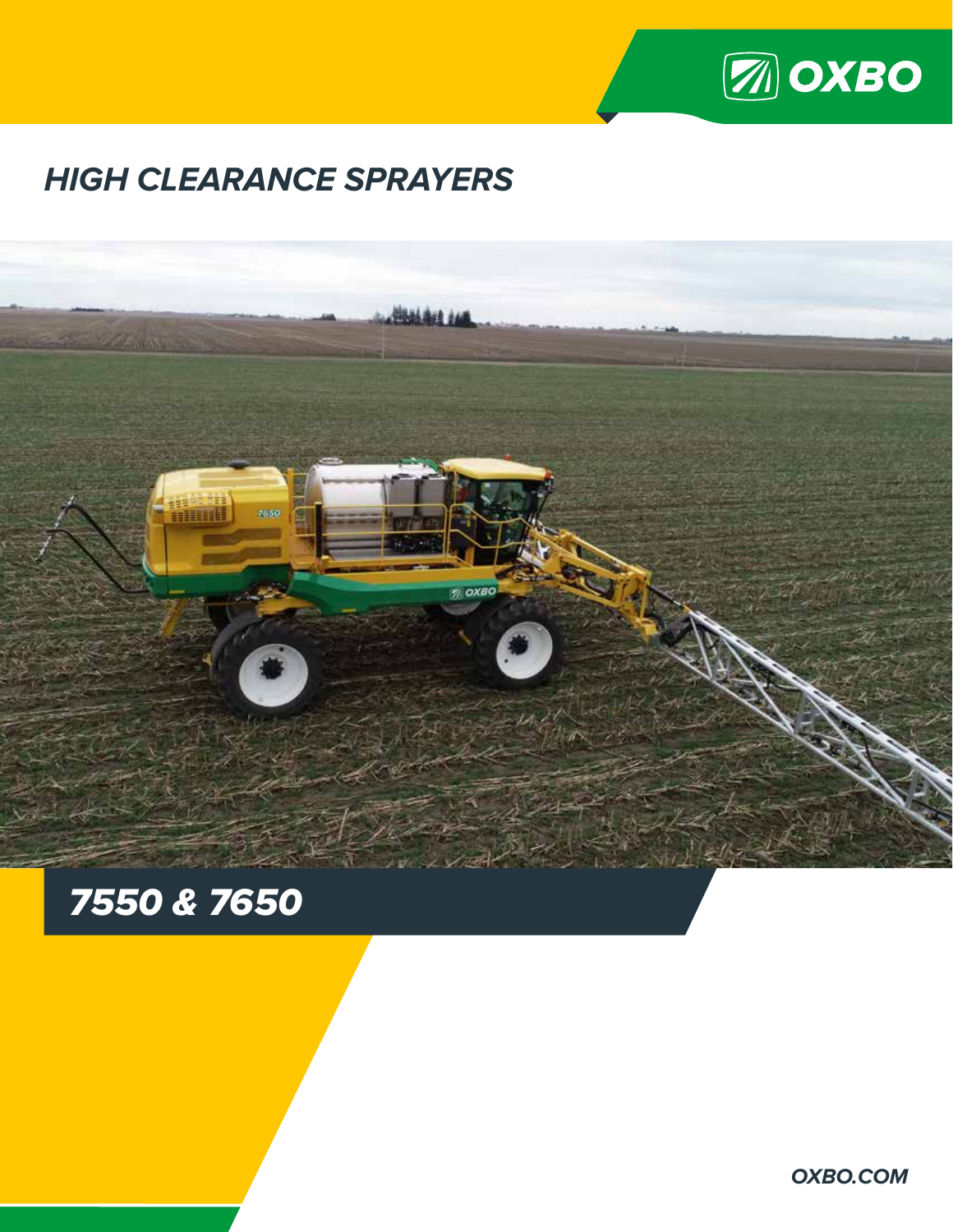OXBO

# HIGH CLEARANCE SPRAYERS

## 7550 & 7650

OXBO.COM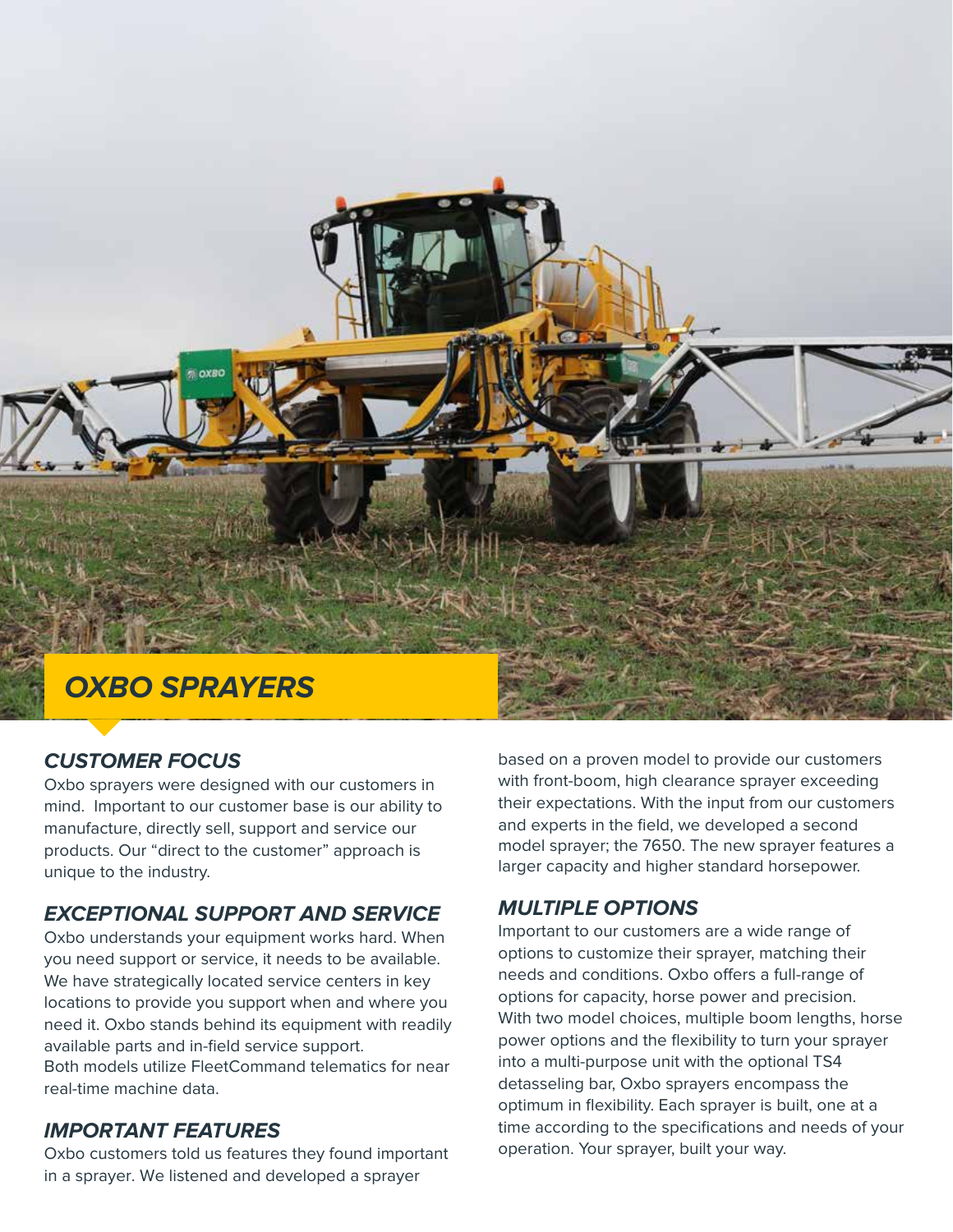# OXBO SPRAYERS

## CUSTOMER FOCUS

Oxbo sprayers were designed with our customers in mind. Important to our customer base is our ability to manufacture, directly sell, support and service our products. Our "direct to the customer" approach is unique to the industry.

## EXCEPTIONAL SUPPORT AND SERVICE

Oxbo understands your equipment works hard. When you need support or service, it needs to be available. We have strategically located service centers in key locations to provide you support when and where you need it. Oxbo stands behind its equipment with readily available parts and in-field service support.
Both models utilize FleetCommand telematics for near real-time machine data.

## IMPORTANT FEATURES

Oxbo customers told us features they found important in a sprayer. We listened and developed a sprayer based on a proven model to provide our customers with front-boom, high clearance sprayer exceeding their expectations. With the input from our customers and experts in the field, we developed a second model sprayer; the 7650. The new sprayer features a larger capacity and higher standard horsepower.

## MULTIPLE OPTIONS

Important to our customers are a wide range of options to customize their sprayer, matching their needs and conditions. Oxbo offers a full-range of options for capacity, horse power and precision. With two model choices, multiple boom lengths, horse power options and the flexibility to turn your sprayer into a multi-purpose unit with the optional TS4 detasseling bar, Oxbo sprayers encompass the optimum in flexibility. Each sprayer is built, one at a time according to the specifications and needs of your operation. Your sprayer, built your way.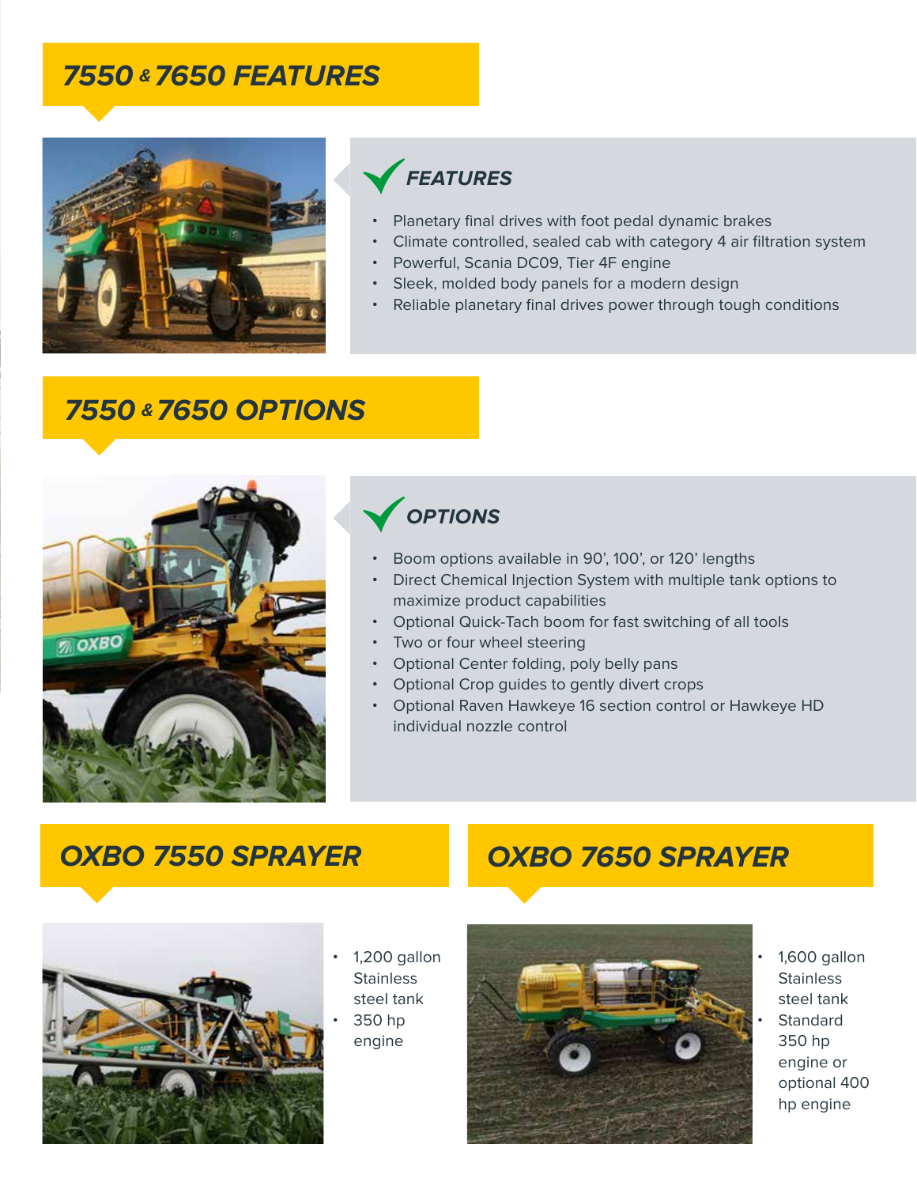## 7550 & 7650 FEATURES

### FEATURES

- Planetary final drives with foot pedal dynamic brakes
- Climate controlled, sealed cab with category 4 air filtration system
- Powerful, Scania DC09, Tier 4F engine
- Sleek, molded body panels for a modern design
- Reliable planetary final drives power through tough conditions

## 7550 & 7650 OPTIONS

### OPTIONS

- Boom options available in 90', 100', or 120' lengths
- Direct Chemical Injection System with multiple tank options to maximize product capabilities
- Optional Quick-Tach boom for fast switching of all tools
- Two or four wheel steering
- Optional Center folding, poly belly pans
- Optional Crop guides to gently divert crops
- Optional Raven Hawkeye 16 section control or Hawkeye HD individual nozzle control

## OXBO 7550 SPRAYER

- 1,200 gallon Stainless steel tank
- 350 hp engine

## OXBO 7650 SPRAYER

- 1,600 gallon Stainless steel tank
- Standard 350 hp engine or optional 400 hp engine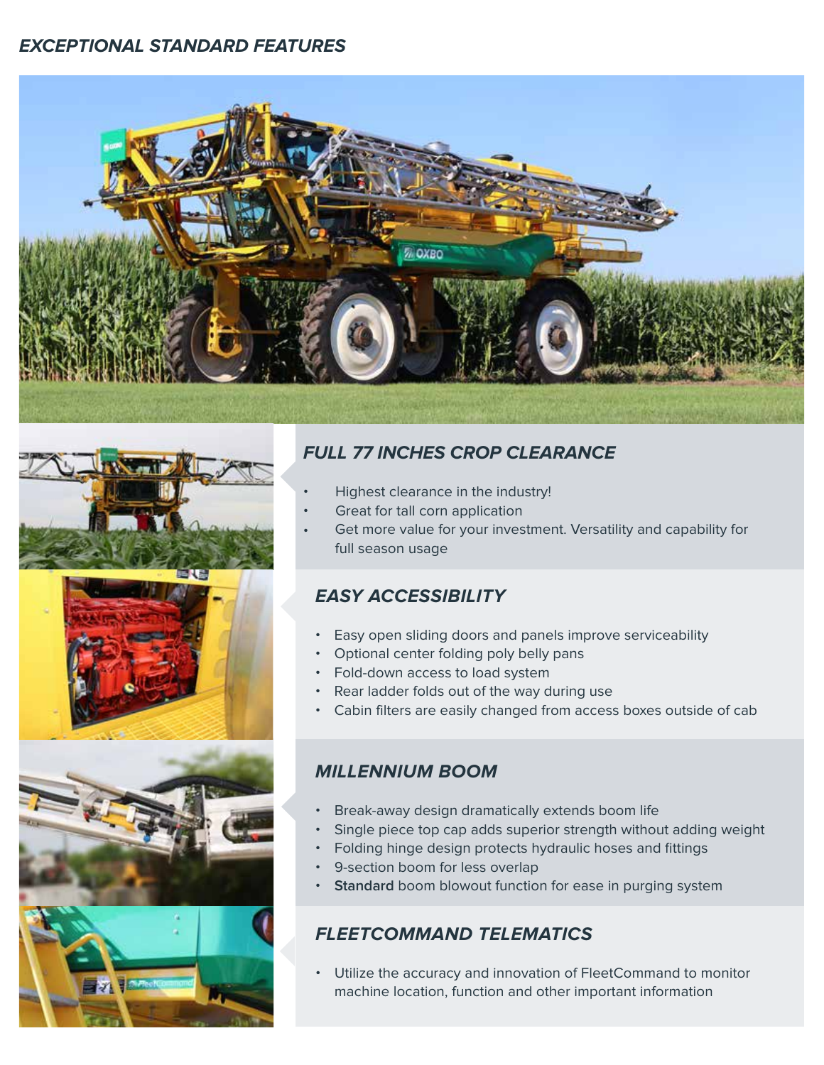## EXCEPTIONAL STANDARD FEATURES

### FULL 77 INCHES CROP CLEARANCE

- Highest clearance in the industry!
- Great for tall corn application
- Get more value for your investment. Versatility and capability for full season usage

### EASY ACCESSIBILITY

- Easy open sliding doors and panels improve serviceability
- Optional center folding poly belly pans
- Fold-down access to load system
- Rear ladder folds out of the way during use
- Cabin filters are easily changed from access boxes outside of cab

### MILLENNIUM BOOM

- Break-away design dramatically extends boom life
- Single piece top cap adds superior strength without adding weight
- Folding hinge design protects hydraulic hoses and fittings
- 9-section boom for less overlap
- Standard boom blowout function for ease in purging system

### FLEETCOMMAND TELEMATICS

- Utilize the accuracy and innovation of FleetCommand to monitor machine location, function and other important information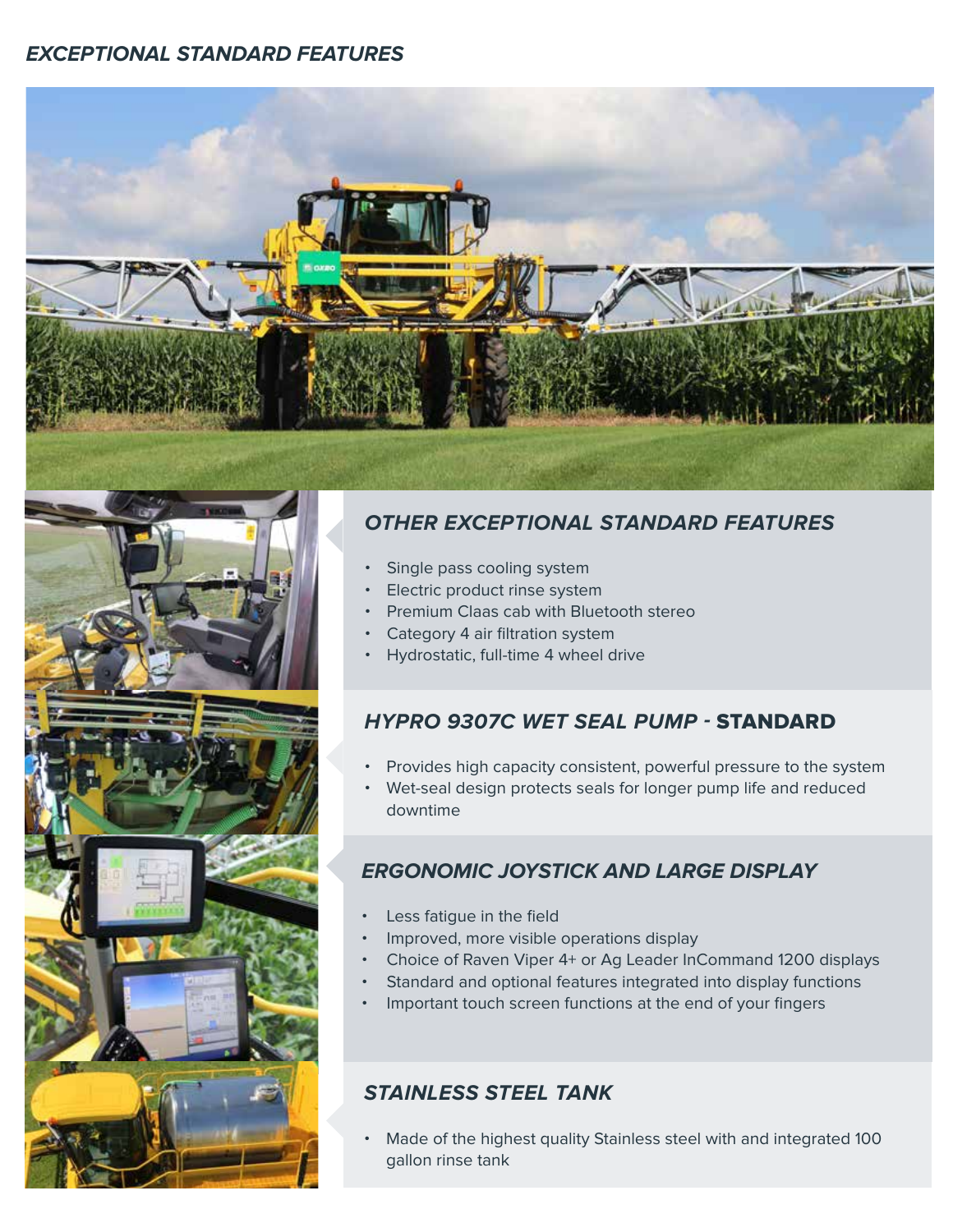## *EXCEPTIONAL STANDARD FEATURES*

### *OTHER EXCEPTIONAL STANDARD FEATURES*

- Single pass cooling system
- Electric product rinse system
- Premium Claas cab with Bluetooth stereo
- Category 4 air filtration system
- Hydrostatic, full-time 4 wheel drive

### *HYPRO 9307C WET SEAL PUMP -* **STANDARD**

- Provides high capacity consistent, powerful pressure to the system
- Wet-seal design protects seals for longer pump life and reduced downtime

### *ERGONOMIC JOYSTICK AND LARGE DISPLAY*

- Less fatigue in the field
- Improved, more visible operations display
- Choice of Raven Viper 4+ or Ag Leader InCommand 1200 displays
- Standard and optional features integrated into display functions
- Important touch screen functions at the end of your fingers

### *STAINLESS STEEL TANK*

- Made of the highest quality Stainless steel with and integrated 100 gallon rinse tank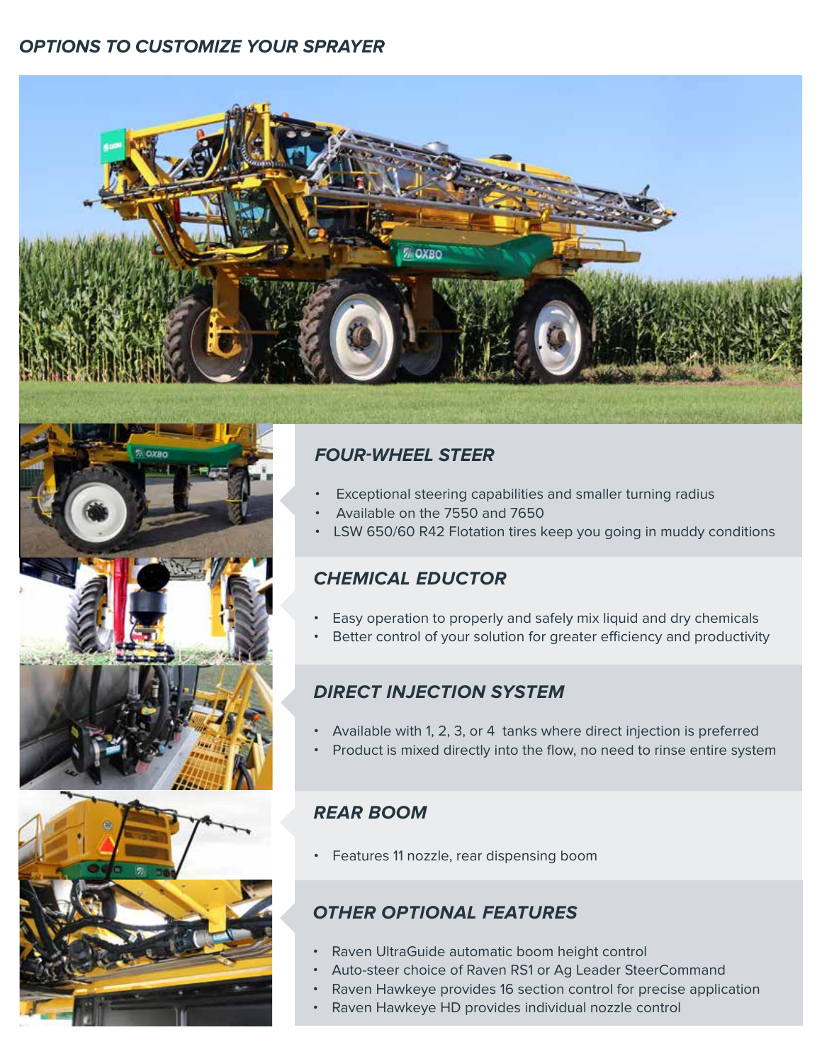## OPTIONS TO CUSTOMIZE YOUR SPRAYER

### FOUR-WHEEL STEER

- Exceptional steering capabilities and smaller turning radius
- Available on the 7550 and 7650
- LSW 650/60 R42 Flotation tires keep you going in muddy conditions

### CHEMICAL EDUCTOR

- Easy operation to properly and safely mix liquid and dry chemicals
- Better control of your solution for greater efficiency and productivity

### DIRECT INJECTION SYSTEM

- Available with 1, 2, 3, or 4 tanks where direct injection is preferred
- Product is mixed directly into the flow, no need to rinse entire system

### REAR BOOM

- Features 11 nozzle, rear dispensing boom

### OTHER OPTIONAL FEATURES

- Raven UltraGuide automatic boom height control
- Auto-steer choice of Raven RS1 or Ag Leader SteerCommand
- Raven Hawkeye provides 16 section control for precise application
- Raven Hawkeye HD provides individual nozzle control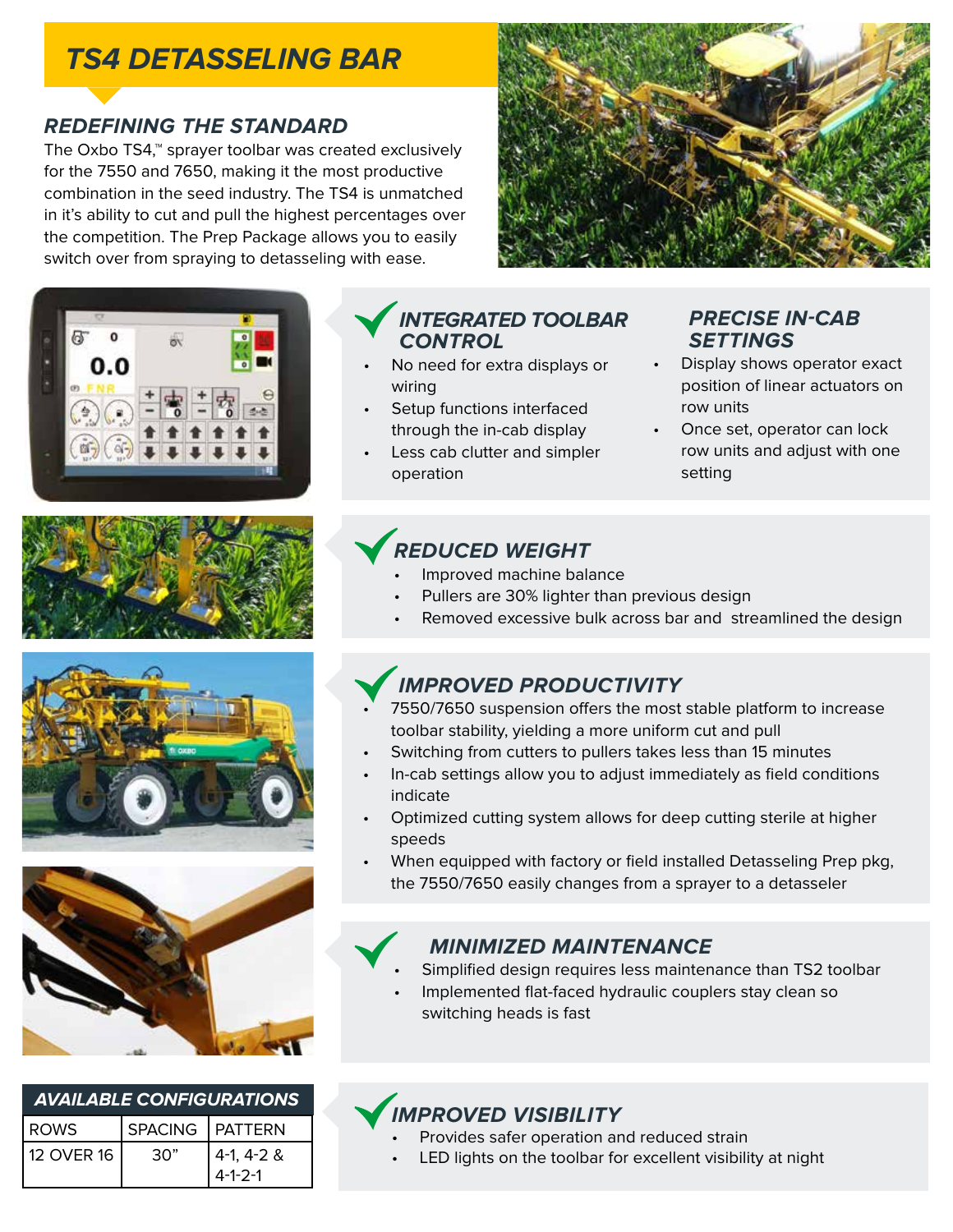# TS4 DETASSELING BAR

## REDEFINING THE STANDARD

The Oxbo TS4,™ sprayer toolbar was created exclusively for the 7550 and 7650, making it the most productive combination in the seed industry. The TS4 is unmatched in it's ability to cut and pull the highest percentages over the competition. The Prep Package allows you to easily switch over from spraying to detasseling with ease.

### INTEGRATED TOOLBAR CONTROL

- No need for extra displays or wiring
- Setup functions interfaced through the in-cab display
- Less cab clutter and simpler operation

### PRECISE IN-CAB SETTINGS

- Display shows operator exact position of linear actuators on row units
- Once set, operator can lock row units and adjust with one setting

### REDUCED WEIGHT

- Improved machine balance
- Pullers are 30% lighter than previous design
- Removed excessive bulk across bar and streamlined the design

### IMPROVED PRODUCTIVITY

- 7550/7650 suspension offers the most stable platform to increase toolbar stability, yielding a more uniform cut and pull
- Switching from cutters to pullers takes less than 15 minutes
- In-cab settings allow you to adjust immediately as field conditions indicate
- Optimized cutting system allows for deep cutting sterile at higher speeds
- When equipped with factory or field installed Detasseling Prep pkg, the 7550/7650 easily changes from a sprayer to a detasseler

### MINIMIZED MAINTENANCE

- Simplified design requires less maintenance than TS2 toolbar
- Implemented flat-faced hydraulic couplers stay clean so switching heads is fast

### AVAILABLE CONFIGURATIONS

| ROWS | SPACING | PATTERN |
|---|---|---|
| 12 OVER 16 | 30" | 4-1, 4-2 & 4-1-2-1 |

### IMPROVED VISIBILITY

- Provides safer operation and reduced strain
- LED lights on the toolbar for excellent visibility at night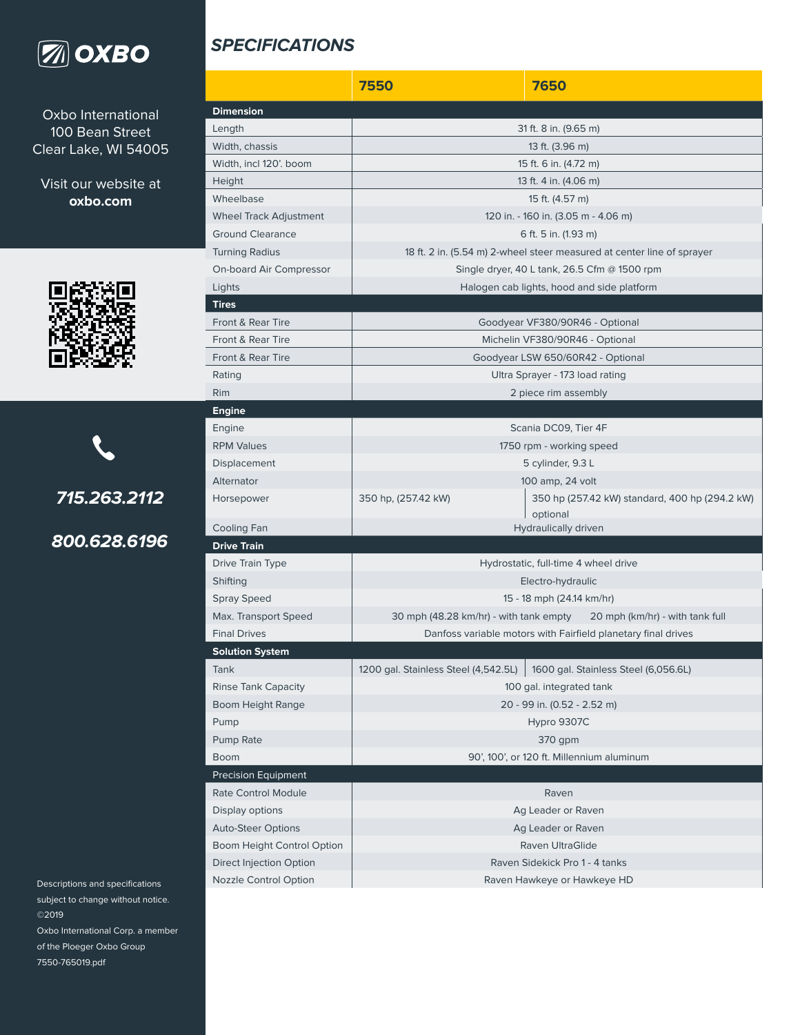Oxbo International
100 Bean Street
Clear Lake, WI 54005

Visit our website at
**oxbo.com**

***715.263.2112***

***800.628.6196***

## *SPECIFICATIONS*

| | 7550 | 7650 |
|---|---|---|
| **Dimension** | | |
| Length | 31 ft. 8 in. (9.65 m) | |
| Width, chassis | 13 ft. (3.96 m) | |
| Width, incl 120'. boom | 15 ft. 6 in. (4.72 m) | |
| Height | 13 ft. 4 in. (4.06 m) | |
| Wheelbase | 15 ft. (4.57 m) | |
| Wheel Track Adjustment | 120 in. - 160 in. (3.05 m - 4.06 m) | |
| Ground Clearance | 6 ft. 5 in. (1.93 m) | |
| Turning Radius | 18 ft. 2 in. (5.54 m) 2-wheel steer measured at center line of sprayer | |
| On-board Air Compressor | Single dryer, 40 L tank, 26.5 Cfm @ 1500 rpm | |
| Lights | Halogen cab lights, hood and side platform | |
| **Tires** | | |
| Front & Rear Tire | Goodyear VF380/90R46 - Optional | |
| Front & Rear Tire | Michelin VF380/90R46 - Optional | |
| Front & Rear Tire | Goodyear LSW 650/60R42 - Optional | |
| Rating | Ultra Sprayer - 173 load rating | |
| Rim | 2 piece rim assembly | |
| **Engine** | | |
| Engine | Scania DC09, Tier 4F | |
| RPM Values | 1750 rpm - working speed | |
| Displacement | 5 cylinder, 9.3 L | |
| Alternator | 100 amp, 24 volt | |
| Horsepower | 350 hp, (257.42 kW) | 350 hp (257.42 kW) standard, 400 hp (294.2 kW) optional |
| Cooling Fan | Hydraulically driven | |
| **Drive Train** | | |
| Drive Train Type | Hydrostatic, full-time 4 wheel drive | |
| Shifting | Electro-hydraulic | |
| Spray Speed | 15 - 18 mph (24.14 km/hr) | |
| Max. Transport Speed | 30 mph (48.28 km/hr) - with tank empty | 20 mph (km/hr) - with tank full |
| Final Drives | Danfoss variable motors with Fairfield planetary final drives | |
| **Solution System** | | |
| Tank | 1200 gal. Stainless Steel (4,542.5L) | 1600 gal. Stainless Steel (6,056.6L) |
| Rinse Tank Capacity | 100 gal. integrated tank | |
| Boom Height Range | 20 - 99 in. (0.52 - 2.52 m) | |
| Pump | Hypro 9307C | |
| Pump Rate | 370 gpm | |
| Boom | 90', 100', or 120 ft. Millennium aluminum | |
| Precision Equipment | | |
| Rate Control Module | Raven | |
| Display options | Ag Leader or Raven | |
| Auto-Steer Options | Ag Leader or Raven | |
| Boom Height Control Option | Raven UltraGlide | |
| Direct Injection Option | Raven Sidekick Pro 1 - 4 tanks | |
| Nozzle Control Option | Raven Hawkeye or Hawkeye HD | |

Descriptions and specifications subject to change without notice.
©2019
Oxbo International Corp. a member of the Ploeger Oxbo Group
7550-765019.pdf